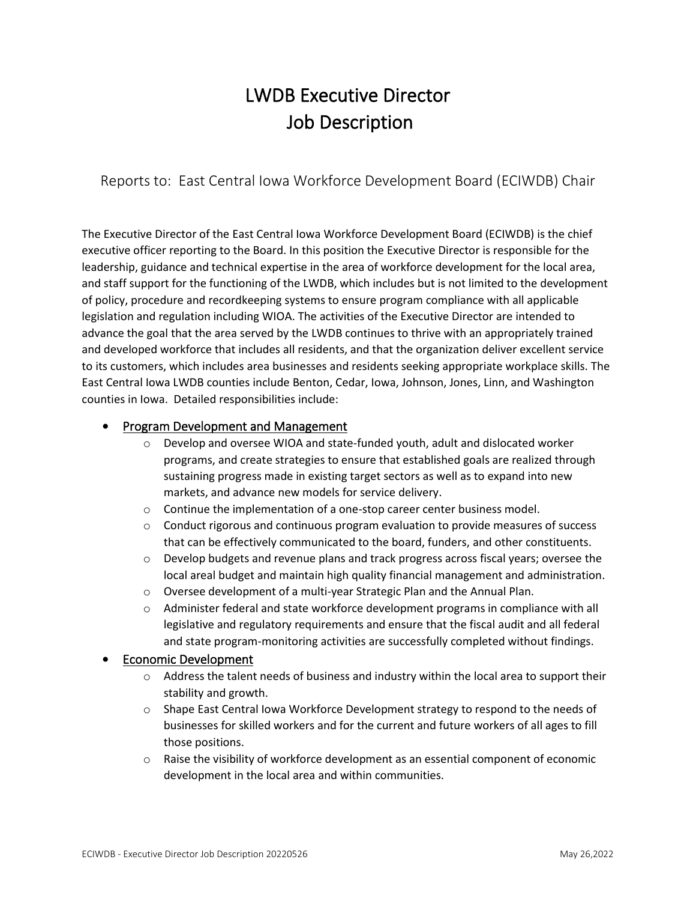# LWDB Executive Director
# Job Description

## Reports to: East Central Iowa Workforce Development Board (ECIWDB) Chair

The Executive Director of the East Central Iowa Workforce Development Board (ECIWDB) is the chief executive officer reporting to the Board. In this position the Executive Director is responsible for the leadership, guidance and technical expertise in the area of workforce development for the local area, and staff support for the functioning of the LWDB, which includes but is not limited to the development of policy, procedure and recordkeeping systems to ensure program compliance with all applicable legislation and regulation including WIOA. The activities of the Executive Director are intended to advance the goal that the area served by the LWDB continues to thrive with an appropriately trained and developed workforce that includes all residents, and that the organization deliver excellent service to its customers, which includes area businesses and residents seeking appropriate workplace skills. The East Central Iowa LWDB counties include Benton, Cedar, Iowa, Johnson, Jones, Linn, and Washington counties in Iowa. Detailed responsibilities include:

- Program Development and Management
  - Develop and oversee WIOA and state-funded youth, adult and dislocated worker programs, and create strategies to ensure that established goals are realized through sustaining progress made in existing target sectors as well as to expand into new markets, and advance new models for service delivery.
  - Continue the implementation of a one-stop career center business model.
  - Conduct rigorous and continuous program evaluation to provide measures of success that can be effectively communicated to the board, funders, and other constituents.
  - Develop budgets and revenue plans and track progress across fiscal years; oversee the local areal budget and maintain high quality financial management and administration.
  - Oversee development of a multi-year Strategic Plan and the Annual Plan.
  - Administer federal and state workforce development programs in compliance with all legislative and regulatory requirements and ensure that the fiscal audit and all federal and state program-monitoring activities are successfully completed without findings.
- Economic Development
  - Address the talent needs of business and industry within the local area to support their stability and growth.
  - Shape East Central Iowa Workforce Development strategy to respond to the needs of businesses for skilled workers and for the current and future workers of all ages to fill those positions.
  - Raise the visibility of workforce development as an essential component of economic development in the local area and within communities.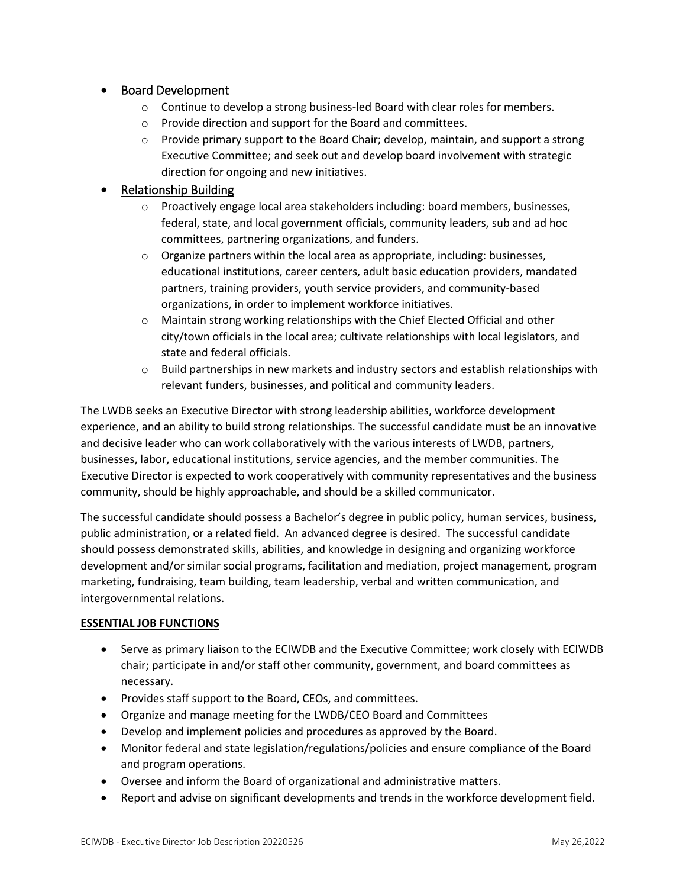- <u>Board Development</u>
  - Continue to develop a strong business-led Board with clear roles for members.
  - Provide direction and support for the Board and committees.
  - Provide primary support to the Board Chair; develop, maintain, and support a strong Executive Committee; and seek out and develop board involvement with strategic direction for ongoing and new initiatives.
- <u>Relationship Building</u>
  - Proactively engage local area stakeholders including: board members, businesses, federal, state, and local government officials, community leaders, sub and ad hoc committees, partnering organizations, and funders.
  - Organize partners within the local area as appropriate, including: businesses, educational institutions, career centers, adult basic education providers, mandated partners, training providers, youth service providers, and community-based organizations, in order to implement workforce initiatives.
  - Maintain strong working relationships with the Chief Elected Official and other city/town officials in the local area; cultivate relationships with local legislators, and state and federal officials.
  - Build partnerships in new markets and industry sectors and establish relationships with relevant funders, businesses, and political and community leaders.

The LWDB seeks an Executive Director with strong leadership abilities, workforce development experience, and an ability to build strong relationships. The successful candidate must be an innovative and decisive leader who can work collaboratively with the various interests of LWDB, partners, businesses, labor, educational institutions, service agencies, and the member communities. The Executive Director is expected to work cooperatively with community representatives and the business community, should be highly approachable, and should be a skilled communicator.

The successful candidate should possess a Bachelor's degree in public policy, human services, business, public administration, or a related field. An advanced degree is desired. The successful candidate should possess demonstrated skills, abilities, and knowledge in designing and organizing workforce development and/or similar social programs, facilitation and mediation, project management, program marketing, fundraising, team building, team leadership, verbal and written communication, and intergovernmental relations.

**<u>ESSENTIAL JOB FUNCTIONS</u>**

- Serve as primary liaison to the ECIWDB and the Executive Committee; work closely with ECIWDB chair; participate in and/or staff other community, government, and board committees as necessary.
- Provides staff support to the Board, CEOs, and committees.
- Organize and manage meeting for the LWDB/CEO Board and Committees
- Develop and implement policies and procedures as approved by the Board.
- Monitor federal and state legislation/regulations/policies and ensure compliance of the Board and program operations.
- Oversee and inform the Board of organizational and administrative matters.
- Report and advise on significant developments and trends in the workforce development field.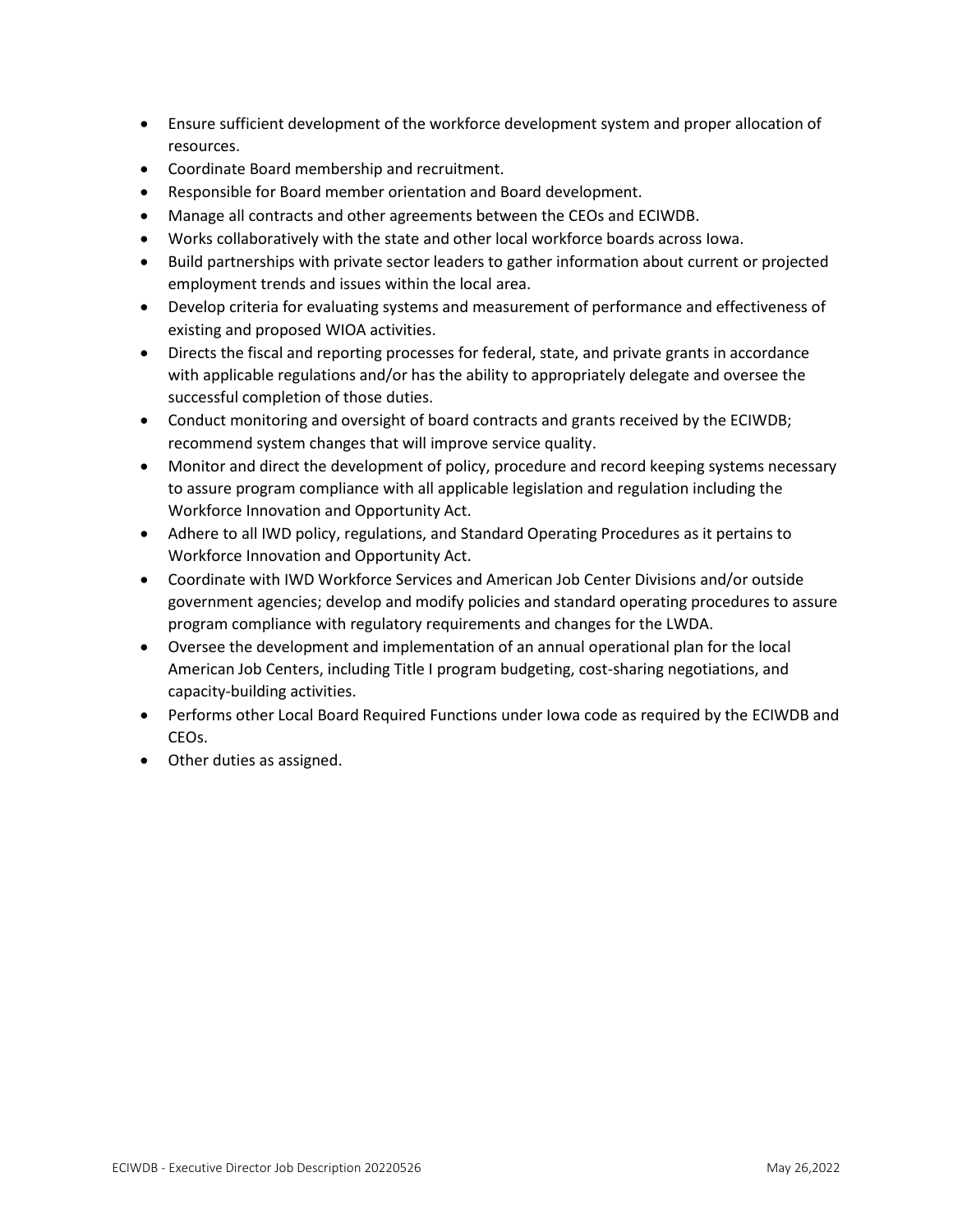- Ensure sufficient development of the workforce development system and proper allocation of resources.
- Coordinate Board membership and recruitment.
- Responsible for Board member orientation and Board development.
- Manage all contracts and other agreements between the CEOs and ECIWDB.
- Works collaboratively with the state and other local workforce boards across Iowa.
- Build partnerships with private sector leaders to gather information about current or projected employment trends and issues within the local area.
- Develop criteria for evaluating systems and measurement of performance and effectiveness of existing and proposed WIOA activities.
- Directs the fiscal and reporting processes for federal, state, and private grants in accordance with applicable regulations and/or has the ability to appropriately delegate and oversee the successful completion of those duties.
- Conduct monitoring and oversight of board contracts and grants received by the ECIWDB; recommend system changes that will improve service quality.
- Monitor and direct the development of policy, procedure and record keeping systems necessary to assure program compliance with all applicable legislation and regulation including the Workforce Innovation and Opportunity Act.
- Adhere to all IWD policy, regulations, and Standard Operating Procedures as it pertains to Workforce Innovation and Opportunity Act.
- Coordinate with IWD Workforce Services and American Job Center Divisions and/or outside government agencies; develop and modify policies and standard operating procedures to assure program compliance with regulatory requirements and changes for the LWDA.
- Oversee the development and implementation of an annual operational plan for the local American Job Centers, including Title I program budgeting, cost-sharing negotiations, and capacity-building activities.
- Performs other Local Board Required Functions under Iowa code as required by the ECIWDB and CEOs.
- Other duties as assigned.